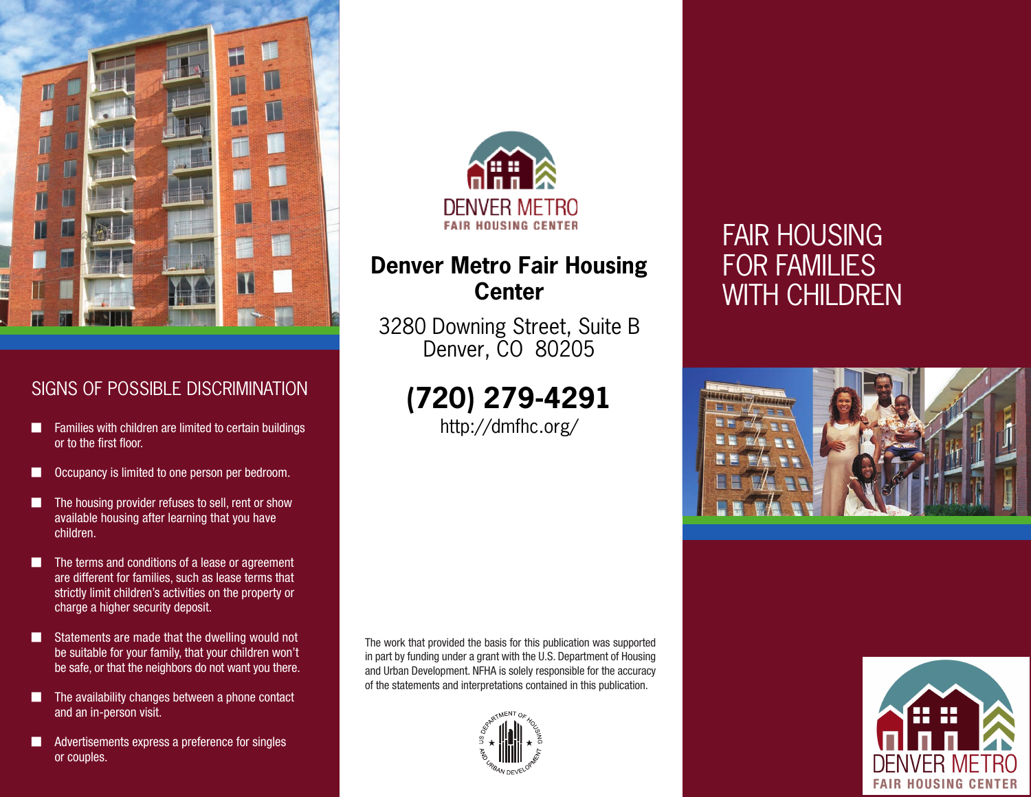## SIGNS OF POSSIBLE DISCRIMINATION

- Families with children are limited to certain buildings or to the first floor.
- Occupancy is limited to one person per bedroom.
- The housing provider refuses to sell, rent or show available housing after learning that you have children.
- The terms and conditions of a lease or agreement are different for families, such as lease terms that strictly limit children's activities on the property or charge a higher security deposit.
- Statements are made that the dwelling would not be suitable for your family, that your children won't be safe, or that the neighbors do not want you there.
- The availability changes between a phone contact and an in-person visit.
- Advertisements express a preference for singles or couples.

DENVER METRO
FAIR HOUSING CENTER

**Denver Metro Fair Housing Center**

3280 Downing Street, Suite B
Denver, CO 80205

**(720) 279-4291**
http://dmfhc.org/

The work that provided the basis for this publication was supported in part by funding under a grant with the U.S. Department of Housing and Urban Development. NFHA is solely responsible for the accuracy of the statements and interpretations contained in this publication.

US DEPARTMENT OF HOUSING AND URBAN DEVELOPMENT

# FAIR HOUSING FOR FAMILIES WITH CHILDREN

DENVER METRO
FAIR HOUSING CENTER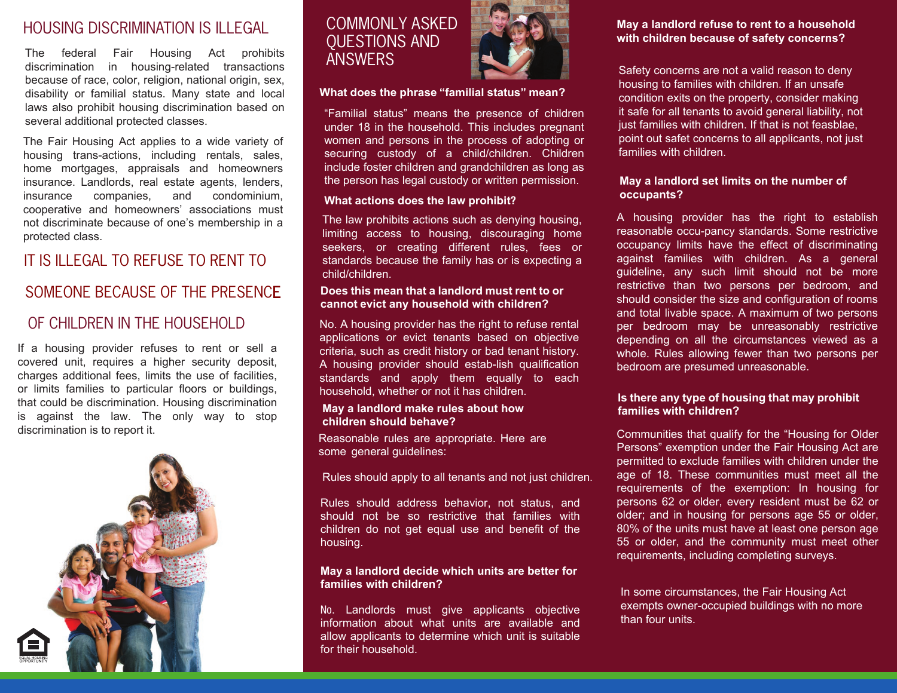## HOUSING DISCRIMINATION IS ILLEGAL

The federal Fair Housing Act prohibits discrimination in housing-related transactions because of race, color, religion, national origin, sex, disability or familial status. Many state and local laws also prohibit housing discrimination based on several additional protected classes.

The Fair Housing Act applies to a wide variety of housing trans-actions, including rentals, sales, home mortgages, appraisals and homeowners insurance. Landlords, real estate agents, lenders, insurance companies, and condominium, cooperative and homeowners' associations must not discriminate because of one's membership in a protected class.

## IT IS ILLEGAL TO REFUSE TO RENT TO SOMEONE BECAUSE OF THE PRESENCE OF CHILDREN IN THE HOUSEHOLD

If a housing provider refuses to rent or sell a covered unit, requires a higher security deposit, charges additional fees, limits the use of facilities, or limits families to particular floors or buildings, that could be discrimination. Housing discrimination is against the law. The only way to stop discrimination is to report it.

## COMMONLY ASKED QUESTIONS AND ANSWERS

**What does the phrase "familial status" mean?**

"Familial status" means the presence of children under 18 in the household. This includes pregnant women and persons in the process of adopting or securing custody of a child/children. Children include foster children and grandchildren as long as the person has legal custody or written permission.

**What actions does the law prohibit?**

The law prohibits actions such as denying housing, limiting access to housing, discouraging home seekers, or creating different rules, fees or standards because the family has or is expecting a child/children.

**Does this mean that a landlord must rent to or cannot evict any household with children?**

No. A housing provider has the right to refuse rental applications or evict tenants based on objective criteria, such as credit history or bad tenant history. A housing provider should estab-lish qualification standards and apply them equally to each household, whether or not it has children.

**May a landlord make rules about how children should behave?**

Reasonable rules are appropriate. Here are some general guidelines:

Rules should apply to all tenants and not just children.

Rules should address behavior, not status, and should not be so restrictive that families with children do not get equal use and benefit of the housing.

**May a landlord decide which units are better for families with children?**

No. Landlords must give applicants objective information about what units are available and allow applicants to determine which unit is suitable for their household.

**May a landlord refuse to rent to a household with children because of safety concerns?**

Safety concerns are not a valid reason to deny housing to families with children. If an unsafe condition exits on the property, consider making it safe for all tenants to avoid general liability, not just families with children. If that is not feasblae, point out safet concerns to all applicants, not just families with children.

**May a landlord set limits on the number of occupants?**

A housing provider has the right to establish reasonable occu-pancy standards. Some restrictive occupancy limits have the effect of discriminating against families with children. As a general guideline, any such limit should not be more restrictive than two persons per bedroom, and should consider the size and configuration of rooms and total livable space. A maximum of two persons per bedroom may be unreasonably restrictive depending on all the circumstances viewed as a whole. Rules allowing fewer than two persons per bedroom are presumed unreasonable.

**Is there any type of housing that may prohibit families with children?**

Communities that qualify for the "Housing for Older Persons" exemption under the Fair Housing Act are permitted to exclude families with children under the age of 18. These communities must meet all the requirements of the exemption: In housing for persons 62 or older, every resident must be 62 or older; and in housing for persons age 55 or older, 80% of the units must have at least one person age 55 or older, and the community must meet other requirements, including completing surveys.

In some circumstances, the Fair Housing Act exempts owner-occupied buildings with no more than four units.